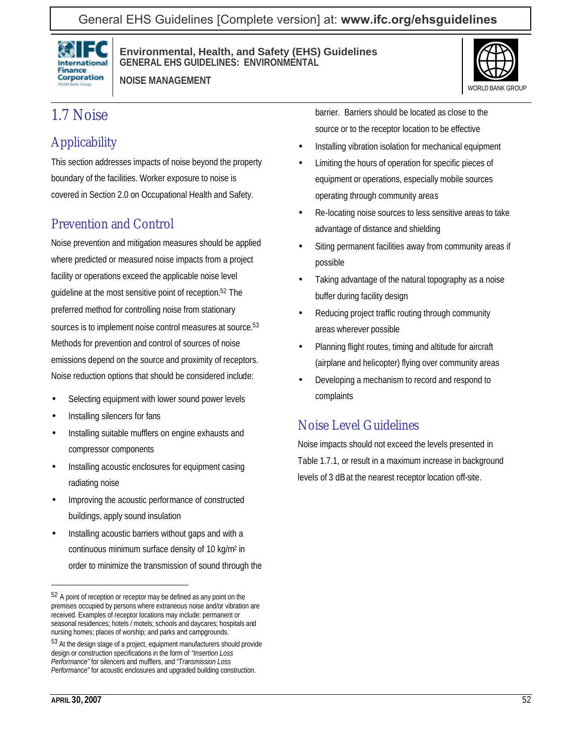# 1.7 Noise

## Applicability

This section addresses impacts of noise beyond the property boundary of the facilities. Worker exposure to noise is covered in Section 2.0 on Occupational Health and Safety.

## Prevention and Control

Noise prevention and mitigation measures should be applied where predicted or measured noise impacts from a project facility or operations exceed the applicable noise level guideline at the most sensitive point of reception.[52] The preferred method for controlling noise from stationary sources is to implement noise control measures at source.[53] Methods for prevention and control of sources of noise emissions depend on the source and proximity of receptors. Noise reduction options that should be considered include:

- Selecting equipment with lower sound power levels
- Installing silencers for fans
- Installing suitable mufflers on engine exhausts and compressor components
- Installing acoustic enclosures for equipment casing radiating noise
- Improving the acoustic performance of constructed buildings, apply sound insulation
- Installing acoustic barriers without gaps and with a continuous minimum surface density of 10 kg/m$^2$ in order to minimize the transmission of sound through the barrier. Barriers should be located as close to the source or to the receptor location to be effective
- Installing vibration isolation for mechanical equipment
- Limiting the hours of operation for specific pieces of equipment or operations, especially mobile sources operating through community areas
- Re-locating noise sources to less sensitive areas to take advantage of distance and shielding
- Siting permanent facilities away from community areas if possible
- Taking advantage of the natural topography as a noise buffer during facility design
- Reducing project traffic routing through community areas wherever possible
- Planning flight routes, timing and altitude for aircraft (airplane and helicopter) flying over community areas
- Developing a mechanism to record and respond to complaints

## Noise Level Guidelines

Noise impacts should not exceed the levels presented in Table 1.7.1, or result in a maximum increase in background levels of 3 dB at the nearest receptor location off-site.

---

[52] A point of reception or receptor may be defined as any point on the premises occupied by persons where extraneous noise and/or vibration are received. Examples of receptor locations may include: permanent or seasonal residences; hotels / motels; schools and daycares; hospitals and nursing homes; places of worship; and parks and campgrounds.

[53] At the design stage of a project, equipment manufacturers should provide design or construction specifications in the form of *"Insertion Loss Performance"* for silencers and mufflers, and *"Transmission Loss Performance"* for acoustic enclosures and upgraded building construction.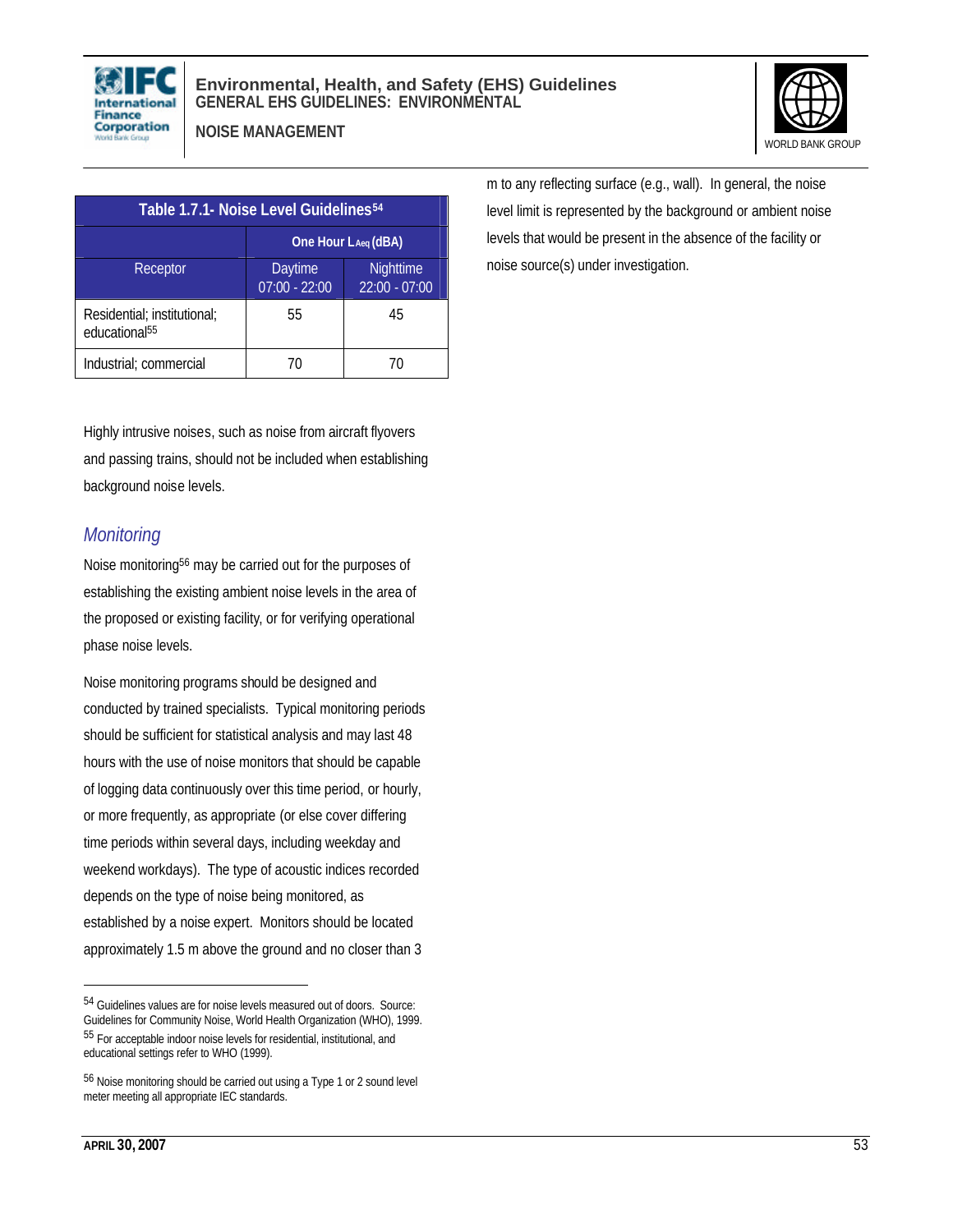| Table 1.7.1- Noise Level Guidelines[54] | | |
|---|---|---|
| | One Hour $L_{Aeq}$ (dBA) | |
| Receptor | Daytime 07:00 - 22:00 | Nighttime 22:00 - 07:00 |
| Residential; institutional; educational[55] | 55 | 45 |
| Industrial; commercial | 70 | 70 |

Highly intrusive noises, such as noise from aircraft flyovers and passing trains, should not be included when establishing background noise levels.

### *Monitoring*

Noise monitoring[56] may be carried out for the purposes of establishing the existing ambient noise levels in the area of the proposed or existing facility, or for verifying operational phase noise levels.

Noise monitoring programs should be designed and conducted by trained specialists. Typical monitoring periods should be sufficient for statistical analysis and may last 48 hours with the use of noise monitors that should be capable of logging data continuously over this time period, or hourly, or more frequently, as appropriate (or else cover differing time periods within several days, including weekday and weekend workdays). The type of acoustic indices recorded depends on the type of noise being monitored, as established by a noise expert. Monitors should be located approximately 1.5 m above the ground and no closer than 3 m to any reflecting surface (e.g., wall). In general, the noise level limit is represented by the background or ambient noise levels that would be present in the absence of the facility or noise source(s) under investigation.

---

[54] Guidelines values are for noise levels measured out of doors. Source: Guidelines for Community Noise, World Health Organization (WHO), 1999.

[55] For acceptable indoor noise levels for residential, institutional, and educational settings refer to WHO (1999).

[56] Noise monitoring should be carried out using a Type 1 or 2 sound level meter meeting all appropriate IEC standards.